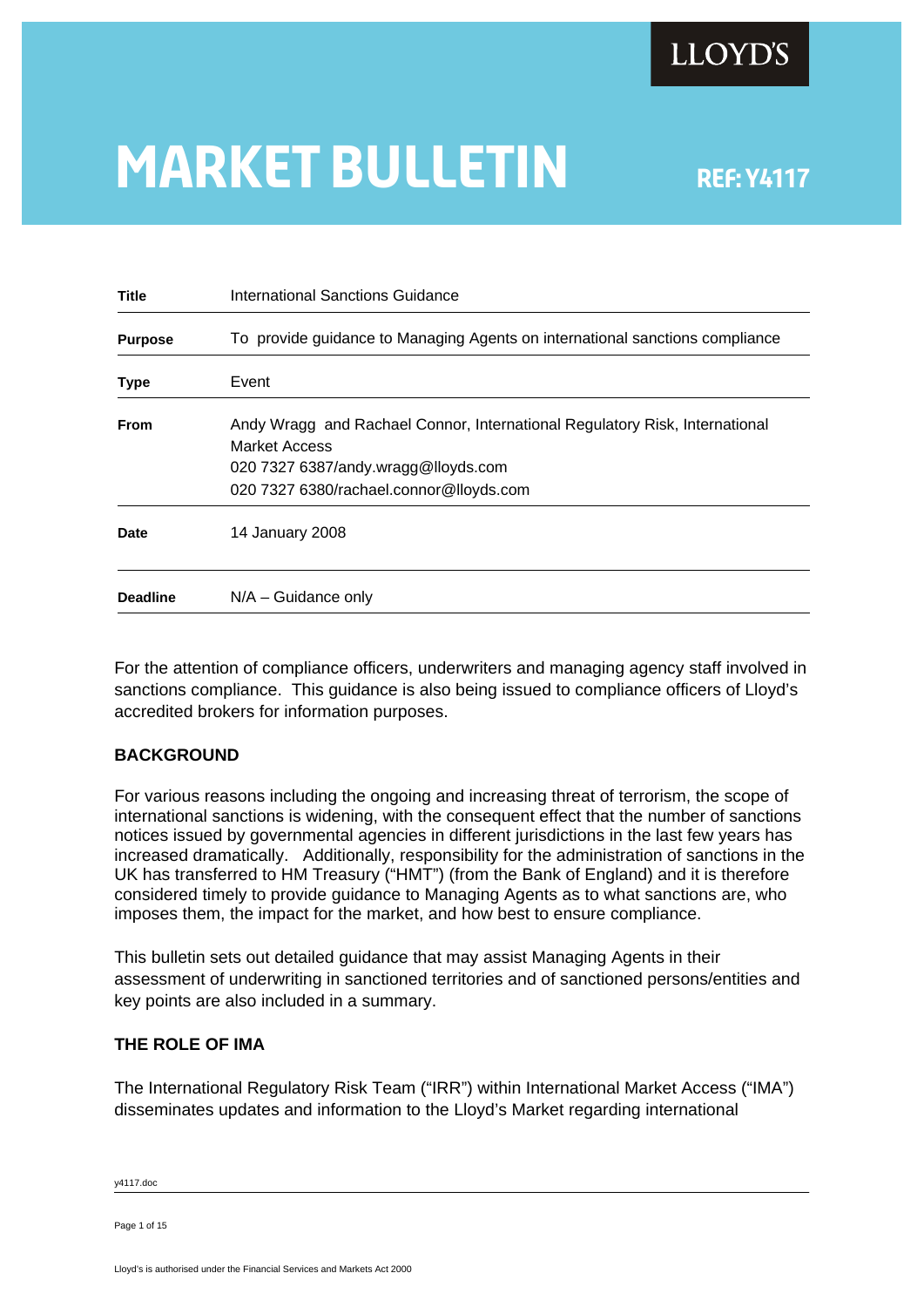LLOYD'S

# MARKET BULLETIN

REF: Y4117

| | |
|---|---|
| **Title** | International Sanctions Guidance |
| **Purpose** | To provide guidance to Managing Agents on international sanctions compliance |
| **Type** | Event |
| **From** | Andy Wragg and Rachael Connor, International Regulatory Risk, International Market Access<br>020 7327 6387/andy.wragg@lloyds.com<br>020 7327 6380/rachael.connor@lloyds.com |
| **Date** | 14 January 2008 |
| **Deadline** | N/A – Guidance only |

For the attention of compliance officers, underwriters and managing agency staff involved in sanctions compliance. This guidance is also being issued to compliance officers of Lloyd's accredited brokers for information purposes.

## BACKGROUND

For various reasons including the ongoing and increasing threat of terrorism, the scope of international sanctions is widening, with the consequent effect that the number of sanctions notices issued by governmental agencies in different jurisdictions in the last few years has increased dramatically. Additionally, responsibility for the administration of sanctions in the UK has transferred to HM Treasury ("HMT") (from the Bank of England) and it is therefore considered timely to provide guidance to Managing Agents as to what sanctions are, who imposes them, the impact for the market, and how best to ensure compliance.

This bulletin sets out detailed guidance that may assist Managing Agents in their assessment of underwriting in sanctioned territories and of sanctioned persons/entities and key points are also included in a summary.

## THE ROLE OF IMA

The International Regulatory Risk Team ("IRR") within International Market Access ("IMA") disseminates updates and information to the Lloyd's Market regarding international

y4117.doc

Lloyd's is authorised under the Financial Services and Markets Act 2000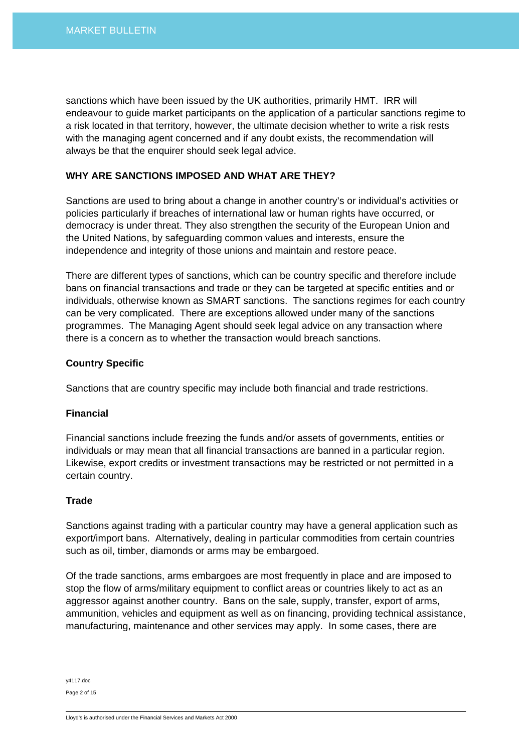sanctions which have been issued by the UK authorities, primarily HMT. IRR will endeavour to guide market participants on the application of a particular sanctions regime to a risk located in that territory, however, the ultimate decision whether to write a risk rests with the managing agent concerned and if any doubt exists, the recommendation will always be that the enquirer should seek legal advice.

## WHY ARE SANCTIONS IMPOSED AND WHAT ARE THEY?

Sanctions are used to bring about a change in another country's or individual's activities or policies particularly if breaches of international law or human rights have occurred, or democracy is under threat. They also strengthen the security of the European Union and the United Nations, by safeguarding common values and interests, ensure the independence and integrity of those unions and maintain and restore peace.

There are different types of sanctions, which can be country specific and therefore include bans on financial transactions and trade or they can be targeted at specific entities and or individuals, otherwise known as SMART sanctions. The sanctions regimes for each country can be very complicated. There are exceptions allowed under many of the sanctions programmes. The Managing Agent should seek legal advice on any transaction where there is a concern as to whether the transaction would breach sanctions.

### Country Specific

Sanctions that are country specific may include both financial and trade restrictions.

### Financial

Financial sanctions include freezing the funds and/or assets of governments, entities or individuals or may mean that all financial transactions are banned in a particular region. Likewise, export credits or investment transactions may be restricted or not permitted in a certain country.

### Trade

Sanctions against trading with a particular country may have a general application such as export/import bans. Alternatively, dealing in particular commodities from certain countries such as oil, timber, diamonds or arms may be embargoed.

Of the trade sanctions, arms embargoes are most frequently in place and are imposed to stop the flow of arms/military equipment to conflict areas or countries likely to act as an aggressor against another country. Bans on the sale, supply, transfer, export of arms, ammunition, vehicles and equipment as well as on financing, providing technical assistance, manufacturing, maintenance and other services may apply. In some cases, there are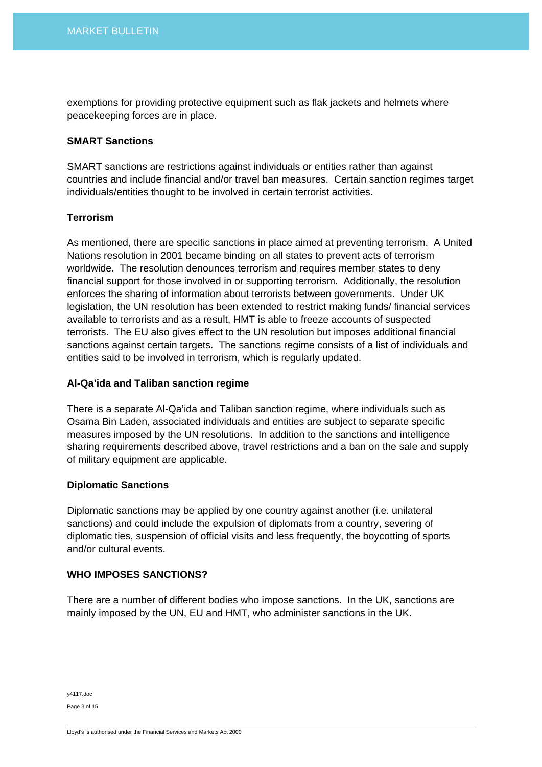exemptions for providing protective equipment such as flak jackets and helmets where peacekeeping forces are in place.

**SMART Sanctions**

SMART sanctions are restrictions against individuals or entities rather than against countries and include financial and/or travel ban measures. Certain sanction regimes target individuals/entities thought to be involved in certain terrorist activities.

**Terrorism**

As mentioned, there are specific sanctions in place aimed at preventing terrorism. A United Nations resolution in 2001 became binding on all states to prevent acts of terrorism worldwide. The resolution denounces terrorism and requires member states to deny financial support for those involved in or supporting terrorism. Additionally, the resolution enforces the sharing of information about terrorists between governments. Under UK legislation, the UN resolution has been extended to restrict making funds/ financial services available to terrorists and as a result, HMT is able to freeze accounts of suspected terrorists. The EU also gives effect to the UN resolution but imposes additional financial sanctions against certain targets. The sanctions regime consists of a list of individuals and entities said to be involved in terrorism, which is regularly updated.

**Al-Qa'ida and Taliban sanction regime**

There is a separate Al-Qa'ida and Taliban sanction regime, where individuals such as Osama Bin Laden, associated individuals and entities are subject to separate specific measures imposed by the UN resolutions. In addition to the sanctions and intelligence sharing requirements described above, travel restrictions and a ban on the sale and supply of military equipment are applicable.

**Diplomatic Sanctions**

Diplomatic sanctions may be applied by one country against another (i.e. unilateral sanctions) and could include the expulsion of diplomats from a country, severing of diplomatic ties, suspension of official visits and less frequently, the boycotting of sports and/or cultural events.

**WHO IMPOSES SANCTIONS?**

There are a number of different bodies who impose sanctions. In the UK, sanctions are mainly imposed by the UN, EU and HMT, who administer sanctions in the UK.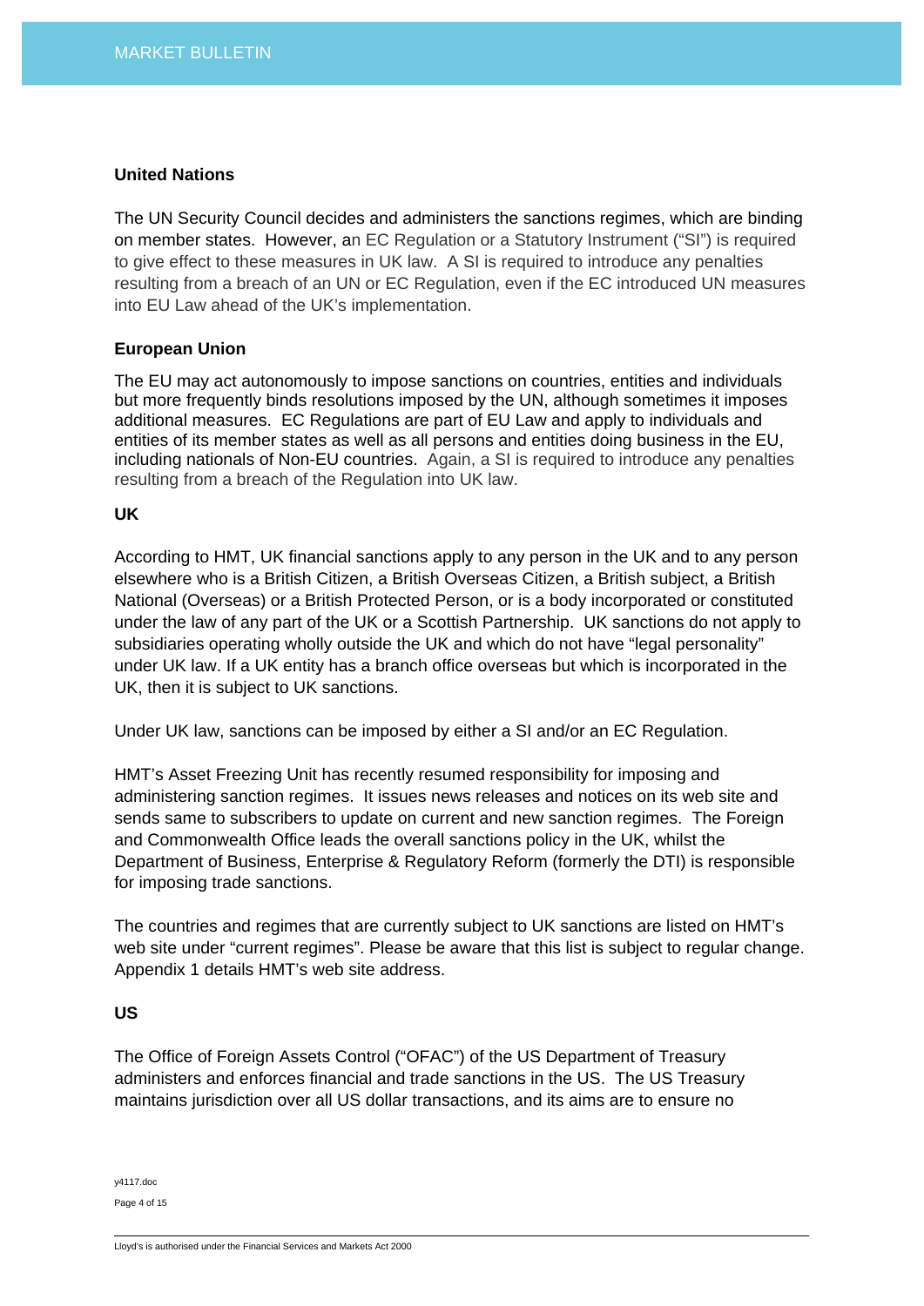**United Nations**

The UN Security Council decides and administers the sanctions regimes, which are binding on member states. However, an EC Regulation or a Statutory Instrument ("SI") is required to give effect to these measures in UK law. A SI is required to introduce any penalties resulting from a breach of an UN or EC Regulation, even if the EC introduced UN measures into EU Law ahead of the UK's implementation.

**European Union**

The EU may act autonomously to impose sanctions on countries, entities and individuals but more frequently binds resolutions imposed by the UN, although sometimes it imposes additional measures. EC Regulations are part of EU Law and apply to individuals and entities of its member states as well as all persons and entities doing business in the EU, including nationals of Non-EU countries. Again, a SI is required to introduce any penalties resulting from a breach of the Regulation into UK law.

**UK**

According to HMT, UK financial sanctions apply to any person in the UK and to any person elsewhere who is a British Citizen, a British Overseas Citizen, a British subject, a British National (Overseas) or a British Protected Person, or is a body incorporated or constituted under the law of any part of the UK or a Scottish Partnership. UK sanctions do not apply to subsidiaries operating wholly outside the UK and which do not have "legal personality" under UK law. If a UK entity has a branch office overseas but which is incorporated in the UK, then it is subject to UK sanctions.

Under UK law, sanctions can be imposed by either a SI and/or an EC Regulation.

HMT's Asset Freezing Unit has recently resumed responsibility for imposing and administering sanction regimes. It issues news releases and notices on its web site and sends same to subscribers to update on current and new sanction regimes. The Foreign and Commonwealth Office leads the overall sanctions policy in the UK, whilst the Department of Business, Enterprise & Regulatory Reform (formerly the DTI) is responsible for imposing trade sanctions.

The countries and regimes that are currently subject to UK sanctions are listed on HMT's web site under "current regimes". Please be aware that this list is subject to regular change. Appendix 1 details HMT's web site address.

**US**

The Office of Foreign Assets Control ("OFAC") of the US Department of Treasury administers and enforces financial and trade sanctions in the US. The US Treasury maintains jurisdiction over all US dollar transactions, and its aims are to ensure no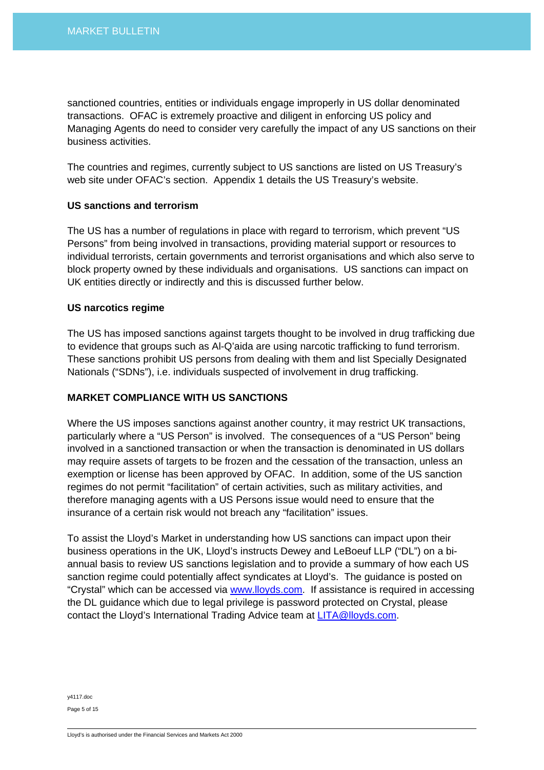sanctioned countries, entities or individuals engage improperly in US dollar denominated transactions. OFAC is extremely proactive and diligent in enforcing US policy and Managing Agents do need to consider very carefully the impact of any US sanctions on their business activities.

The countries and regimes, currently subject to US sanctions are listed on US Treasury's web site under OFAC's section. Appendix 1 details the US Treasury's website.

**US sanctions and terrorism**

The US has a number of regulations in place with regard to terrorism, which prevent "US Persons" from being involved in transactions, providing material support or resources to individual terrorists, certain governments and terrorist organisations and which also serve to block property owned by these individuals and organisations. US sanctions can impact on UK entities directly or indirectly and this is discussed further below.

**US narcotics regime**

The US has imposed sanctions against targets thought to be involved in drug trafficking due to evidence that groups such as Al-Q'aida are using narcotic trafficking to fund terrorism. These sanctions prohibit US persons from dealing with them and list Specially Designated Nationals ("SDNs"), i.e. individuals suspected of involvement in drug trafficking.

**MARKET COMPLIANCE WITH US SANCTIONS**

Where the US imposes sanctions against another country, it may restrict UK transactions, particularly where a "US Person" is involved. The consequences of a "US Person" being involved in a sanctioned transaction or when the transaction is denominated in US dollars may require assets of targets to be frozen and the cessation of the transaction, unless an exemption or license has been approved by OFAC. In addition, some of the US sanction regimes do not permit "facilitation" of certain activities, such as military activities, and therefore managing agents with a US Persons issue would need to ensure that the insurance of a certain risk would not breach any "facilitation" issues.

To assist the Lloyd's Market in understanding how US sanctions can impact upon their business operations in the UK, Lloyd's instructs Dewey and LeBoeuf LLP ("DL") on a bi-annual basis to review US sanctions legislation and to provide a summary of how each US sanction regime could potentially affect syndicates at Lloyd's. The guidance is posted on "Crystal" which can be accessed via [www.lloyds.com](http://www.lloyds.com). If assistance is required in accessing the DL guidance which due to legal privilege is password protected on Crystal, please contact the Lloyd's International Trading Advice team at [LITA@lloyds.com](mailto:LITA@lloyds.com).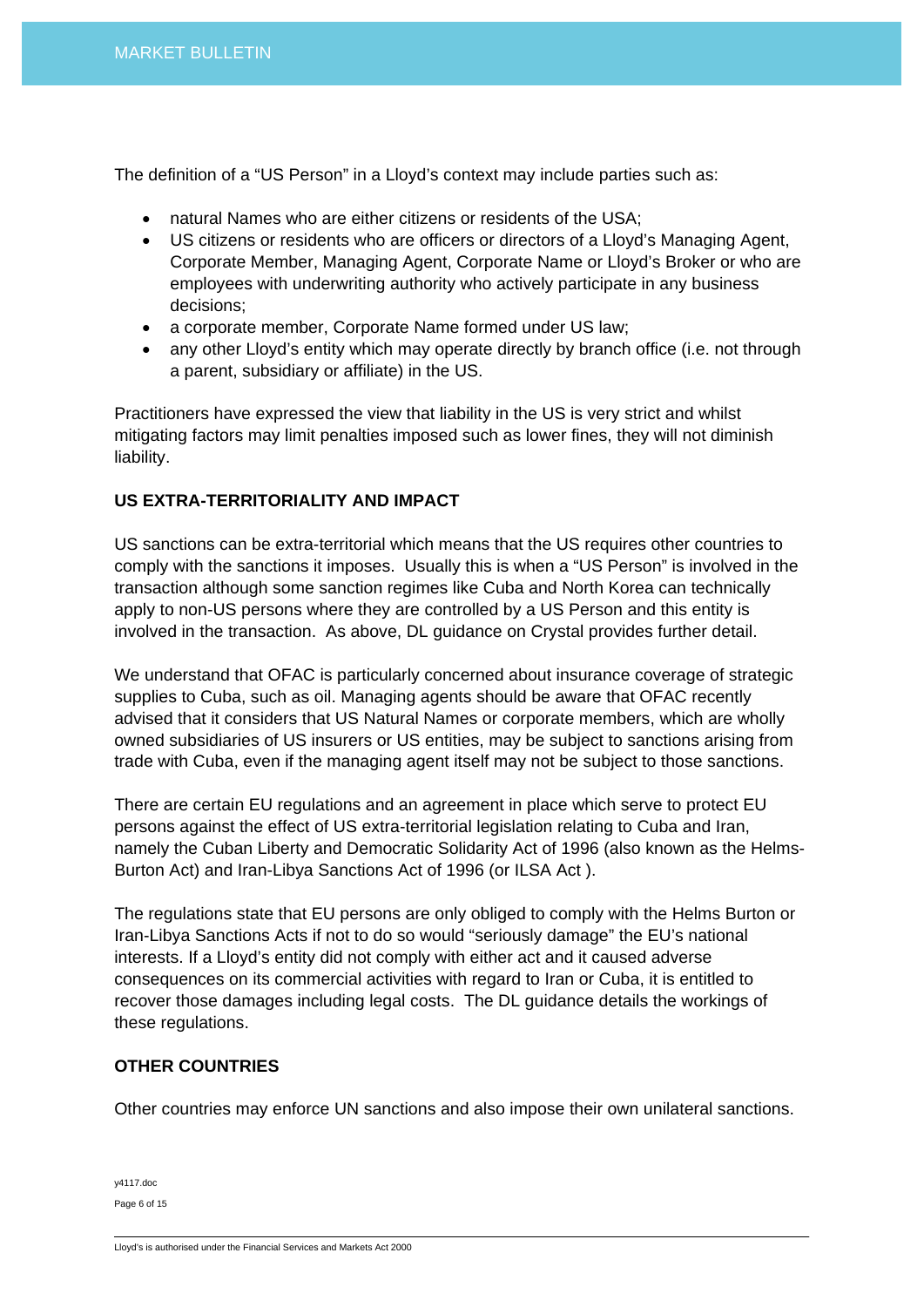The definition of a "US Person" in a Lloyd's context may include parties such as:

- natural Names who are either citizens or residents of the USA;
- US citizens or residents who are officers or directors of a Lloyd's Managing Agent, Corporate Member, Managing Agent, Corporate Name or Lloyd's Broker or who are employees with underwriting authority who actively participate in any business decisions;
- a corporate member, Corporate Name formed under US law;
- any other Lloyd's entity which may operate directly by branch office (i.e. not through a parent, subsidiary or affiliate) in the US.

Practitioners have expressed the view that liability in the US is very strict and whilst mitigating factors may limit penalties imposed such as lower fines, they will not diminish liability.

**US EXTRA-TERRITORIALITY AND IMPACT**

US sanctions can be extra-territorial which means that the US requires other countries to comply with the sanctions it imposes. Usually this is when a "US Person" is involved in the transaction although some sanction regimes like Cuba and North Korea can technically apply to non-US persons where they are controlled by a US Person and this entity is involved in the transaction. As above, DL guidance on Crystal provides further detail.

We understand that OFAC is particularly concerned about insurance coverage of strategic supplies to Cuba, such as oil. Managing agents should be aware that OFAC recently advised that it considers that US Natural Names or corporate members, which are wholly owned subsidiaries of US insurers or US entities, may be subject to sanctions arising from trade with Cuba, even if the managing agent itself may not be subject to those sanctions.

There are certain EU regulations and an agreement in place which serve to protect EU persons against the effect of US extra-territorial legislation relating to Cuba and Iran, namely the Cuban Liberty and Democratic Solidarity Act of 1996 (also known as the Helms-Burton Act) and Iran-Libya Sanctions Act of 1996 (or ILSA Act ).

The regulations state that EU persons are only obliged to comply with the Helms Burton or Iran-Libya Sanctions Acts if not to do so would "seriously damage" the EU's national interests. If a Lloyd's entity did not comply with either act and it caused adverse consequences on its commercial activities with regard to Iran or Cuba, it is entitled to recover those damages including legal costs. The DL guidance details the workings of these regulations.

**OTHER COUNTRIES**

Other countries may enforce UN sanctions and also impose their own unilateral sanctions.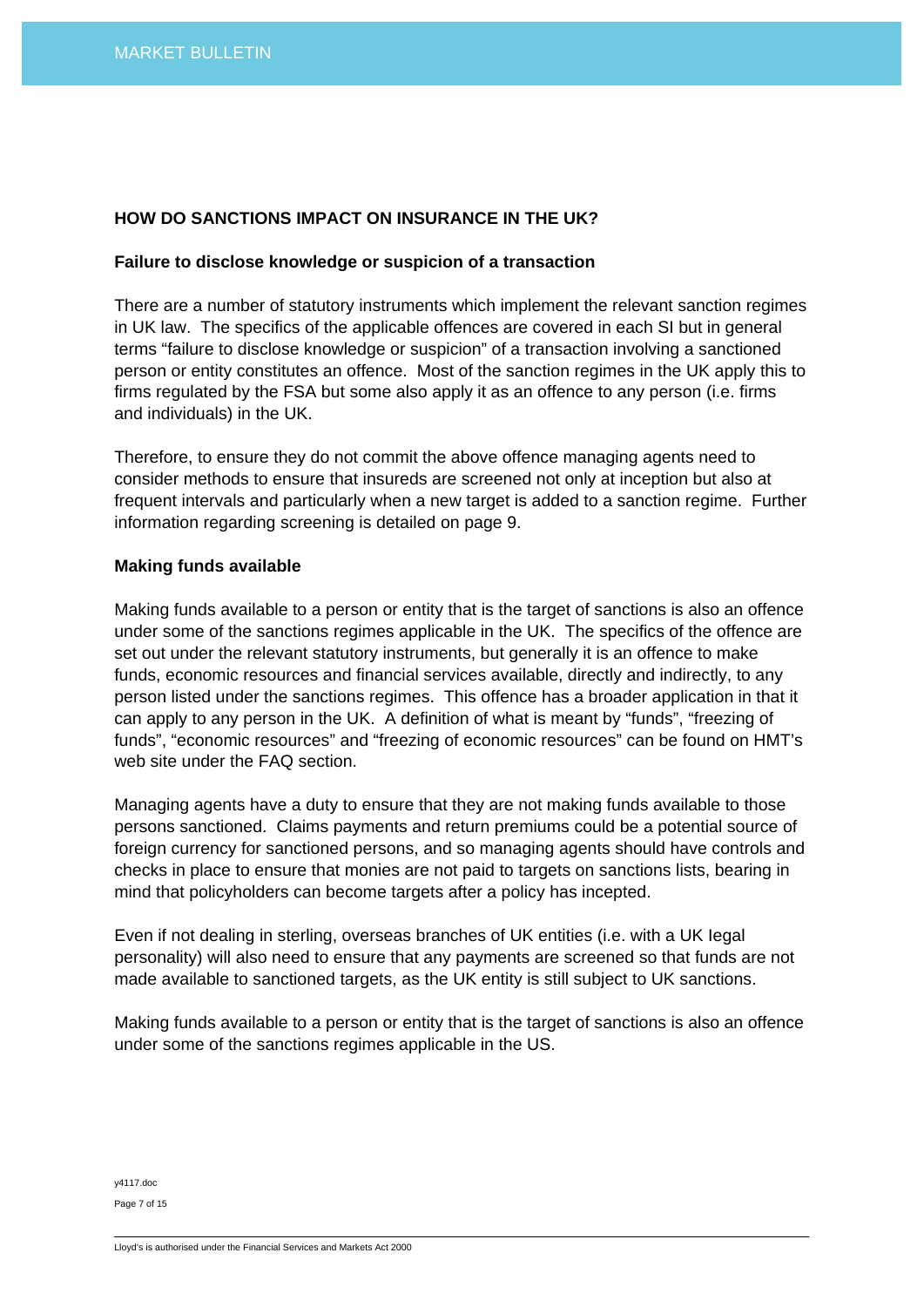## HOW DO SANCTIONS IMPACT ON INSURANCE IN THE UK?

### Failure to disclose knowledge or suspicion of a transaction

There are a number of statutory instruments which implement the relevant sanction regimes in UK law. The specifics of the applicable offences are covered in each SI but in general terms "failure to disclose knowledge or suspicion" of a transaction involving a sanctioned person or entity constitutes an offence. Most of the sanction regimes in the UK apply this to firms regulated by the FSA but some also apply it as an offence to any person (i.e. firms and individuals) in the UK.

Therefore, to ensure they do not commit the above offence managing agents need to consider methods to ensure that insureds are screened not only at inception but also at frequent intervals and particularly when a new target is added to a sanction regime. Further information regarding screening is detailed on page 9.

### Making funds available

Making funds available to a person or entity that is the target of sanctions is also an offence under some of the sanctions regimes applicable in the UK. The specifics of the offence are set out under the relevant statutory instruments, but generally it is an offence to make funds, economic resources and financial services available, directly and indirectly, to any person listed under the sanctions regimes. This offence has a broader application in that it can apply to any person in the UK. A definition of what is meant by "funds", "freezing of funds", "economic resources" and "freezing of economic resources" can be found on HMT's web site under the FAQ section.

Managing agents have a duty to ensure that they are not making funds available to those persons sanctioned. Claims payments and return premiums could be a potential source of foreign currency for sanctioned persons, and so managing agents should have controls and checks in place to ensure that monies are not paid to targets on sanctions lists, bearing in mind that policyholders can become targets after a policy has incepted.

Even if not dealing in sterling, overseas branches of UK entities (i.e. with a UK legal personality) will also need to ensure that any payments are screened so that funds are not made available to sanctioned targets, as the UK entity is still subject to UK sanctions.

Making funds available to a person or entity that is the target of sanctions is also an offence under some of the sanctions regimes applicable in the US.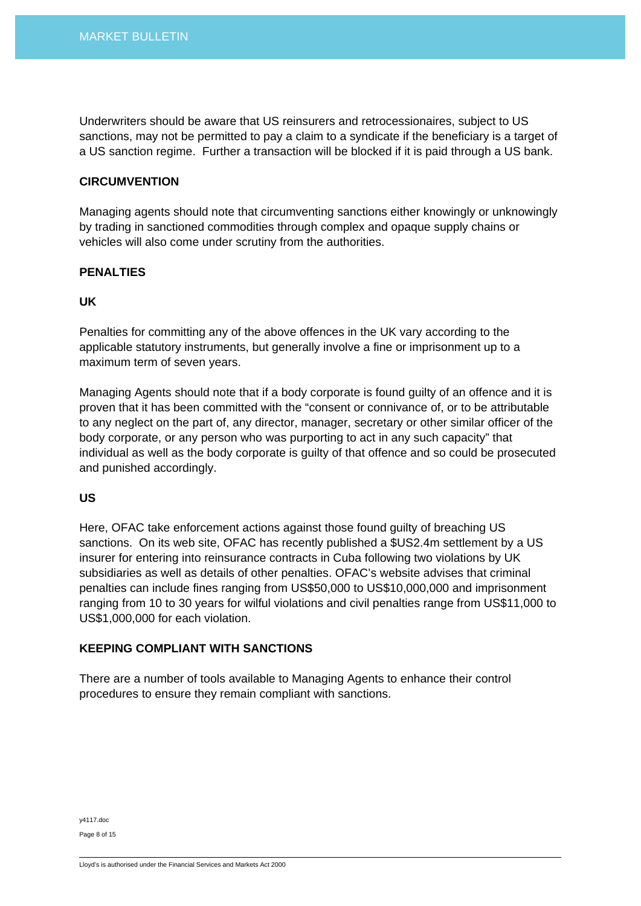Underwriters should be aware that US reinsurers and retrocessionaires, subject to US sanctions, may not be permitted to pay a claim to a syndicate if the beneficiary is a target of a US sanction regime. Further a transaction will be blocked if it is paid through a US bank.

## CIRCUMVENTION

Managing agents should note that circumventing sanctions either knowingly or unknowingly by trading in sanctioned commodities through complex and opaque supply chains or vehicles will also come under scrutiny from the authorities.

## PENALTIES

### UK

Penalties for committing any of the above offences in the UK vary according to the applicable statutory instruments, but generally involve a fine or imprisonment up to a maximum term of seven years.

Managing Agents should note that if a body corporate is found guilty of an offence and it is proven that it has been committed with the "consent or connivance of, or to be attributable to any neglect on the part of, any director, manager, secretary or other similar officer of the body corporate, or any person who was purporting to act in any such capacity" that individual as well as the body corporate is guilty of that offence and so could be prosecuted and punished accordingly.

### US

Here, OFAC take enforcement actions against those found guilty of breaching US sanctions. On its web site, OFAC has recently published a $US2.4m settlement by a US insurer for entering into reinsurance contracts in Cuba following two violations by UK subsidiaries as well as details of other penalties. OFAC's website advises that criminal penalties can include fines ranging from US$50,000 to US$10,000,000 and imprisonment ranging from 10 to 30 years for wilful violations and civil penalties range from US$11,000 to US$1,000,000 for each violation.

## KEEPING COMPLIANT WITH SANCTIONS

There are a number of tools available to Managing Agents to enhance their control procedures to ensure they remain compliant with sanctions.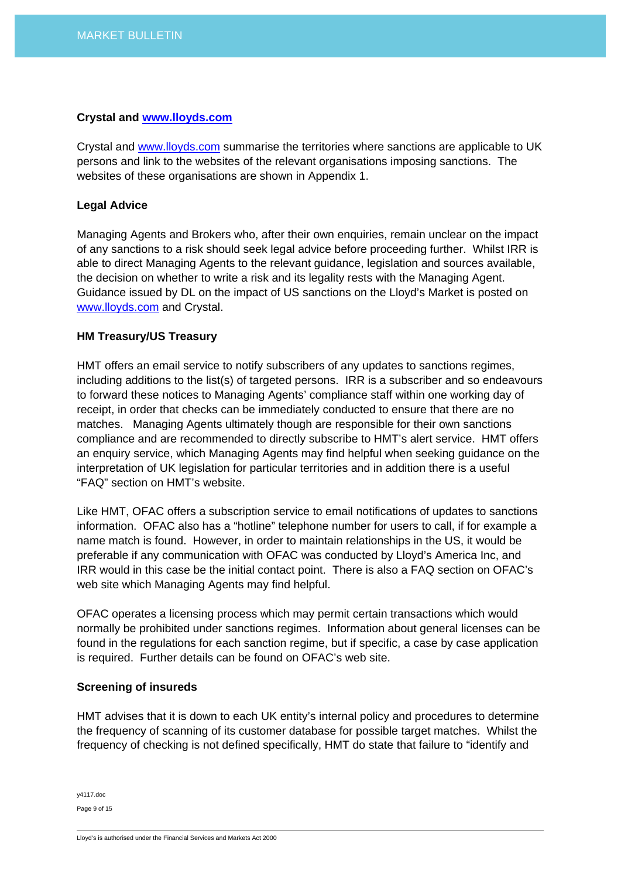**Crystal and [www.lloyds.com](http://www.lloyds.com)**

Crystal and [www.lloyds.com](http://www.lloyds.com) summarise the territories where sanctions are applicable to UK persons and link to the websites of the relevant organisations imposing sanctions. The websites of these organisations are shown in Appendix 1.

**Legal Advice**

Managing Agents and Brokers who, after their own enquiries, remain unclear on the impact of any sanctions to a risk should seek legal advice before proceeding further. Whilst IRR is able to direct Managing Agents to the relevant guidance, legislation and sources available, the decision on whether to write a risk and its legality rests with the Managing Agent. Guidance issued by DL on the impact of US sanctions on the Lloyd's Market is posted on [www.lloyds.com](http://www.lloyds.com) and Crystal.

**HM Treasury/US Treasury**

HMT offers an email service to notify subscribers of any updates to sanctions regimes, including additions to the list(s) of targeted persons. IRR is a subscriber and so endeavours to forward these notices to Managing Agents' compliance staff within one working day of receipt, in order that checks can be immediately conducted to ensure that there are no matches. Managing Agents ultimately though are responsible for their own sanctions compliance and are recommended to directly subscribe to HMT's alert service. HMT offers an enquiry service, which Managing Agents may find helpful when seeking guidance on the interpretation of UK legislation for particular territories and in addition there is a useful "FAQ" section on HMT's website.

Like HMT, OFAC offers a subscription service to email notifications of updates to sanctions information. OFAC also has a "hotline" telephone number for users to call, if for example a name match is found. However, in order to maintain relationships in the US, it would be preferable if any communication with OFAC was conducted by Lloyd's America Inc, and IRR would in this case be the initial contact point. There is also a FAQ section on OFAC's web site which Managing Agents may find helpful.

OFAC operates a licensing process which may permit certain transactions which would normally be prohibited under sanctions regimes. Information about general licenses can be found in the regulations for each sanction regime, but if specific, a case by case application is required. Further details can be found on OFAC's web site.

**Screening of insureds**

HMT advises that it is down to each UK entity's internal policy and procedures to determine the frequency of scanning of its customer database for possible target matches. Whilst the frequency of checking is not defined specifically, HMT do state that failure to "identify and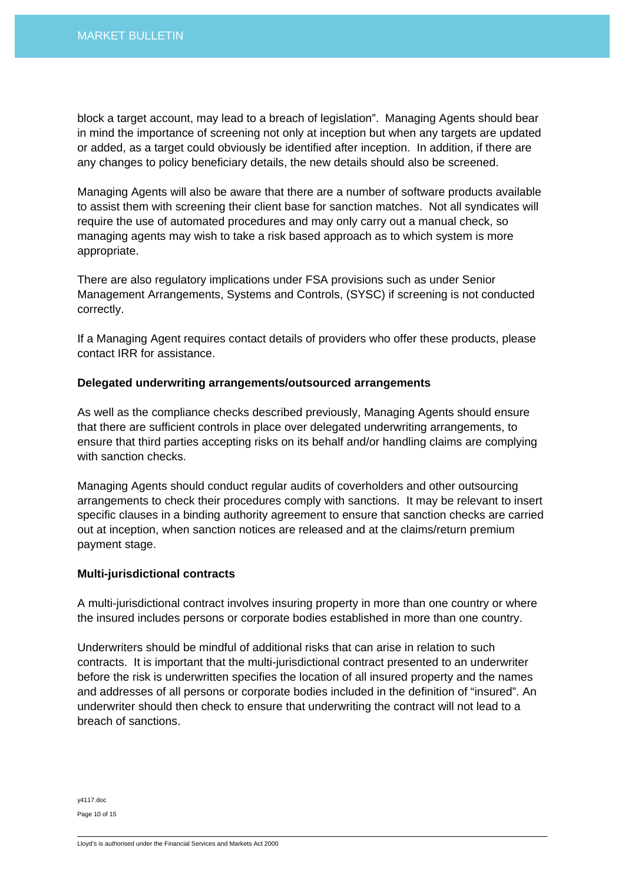block a target account, may lead to a breach of legislation". Managing Agents should bear in mind the importance of screening not only at inception but when any targets are updated or added, as a target could obviously be identified after inception. In addition, if there are any changes to policy beneficiary details, the new details should also be screened.

Managing Agents will also be aware that there are a number of software products available to assist them with screening their client base for sanction matches. Not all syndicates will require the use of automated procedures and may only carry out a manual check, so managing agents may wish to take a risk based approach as to which system is more appropriate.

There are also regulatory implications under FSA provisions such as under Senior Management Arrangements, Systems and Controls, (SYSC) if screening is not conducted correctly.

If a Managing Agent requires contact details of providers who offer these products, please contact IRR for assistance.

**Delegated underwriting arrangements/outsourced arrangements**

As well as the compliance checks described previously, Managing Agents should ensure that there are sufficient controls in place over delegated underwriting arrangements, to ensure that third parties accepting risks on its behalf and/or handling claims are complying with sanction checks.

Managing Agents should conduct regular audits of coverholders and other outsourcing arrangements to check their procedures comply with sanctions. It may be relevant to insert specific clauses in a binding authority agreement to ensure that sanction checks are carried out at inception, when sanction notices are released and at the claims/return premium payment stage.

**Multi-jurisdictional contracts**

A multi-jurisdictional contract involves insuring property in more than one country or where the insured includes persons or corporate bodies established in more than one country.

Underwriters should be mindful of additional risks that can arise in relation to such contracts. It is important that the multi-jurisdictional contract presented to an underwriter before the risk is underwritten specifies the location of all insured property and the names and addresses of all persons or corporate bodies included in the definition of "insured". An underwriter should then check to ensure that underwriting the contract will not lead to a breach of sanctions.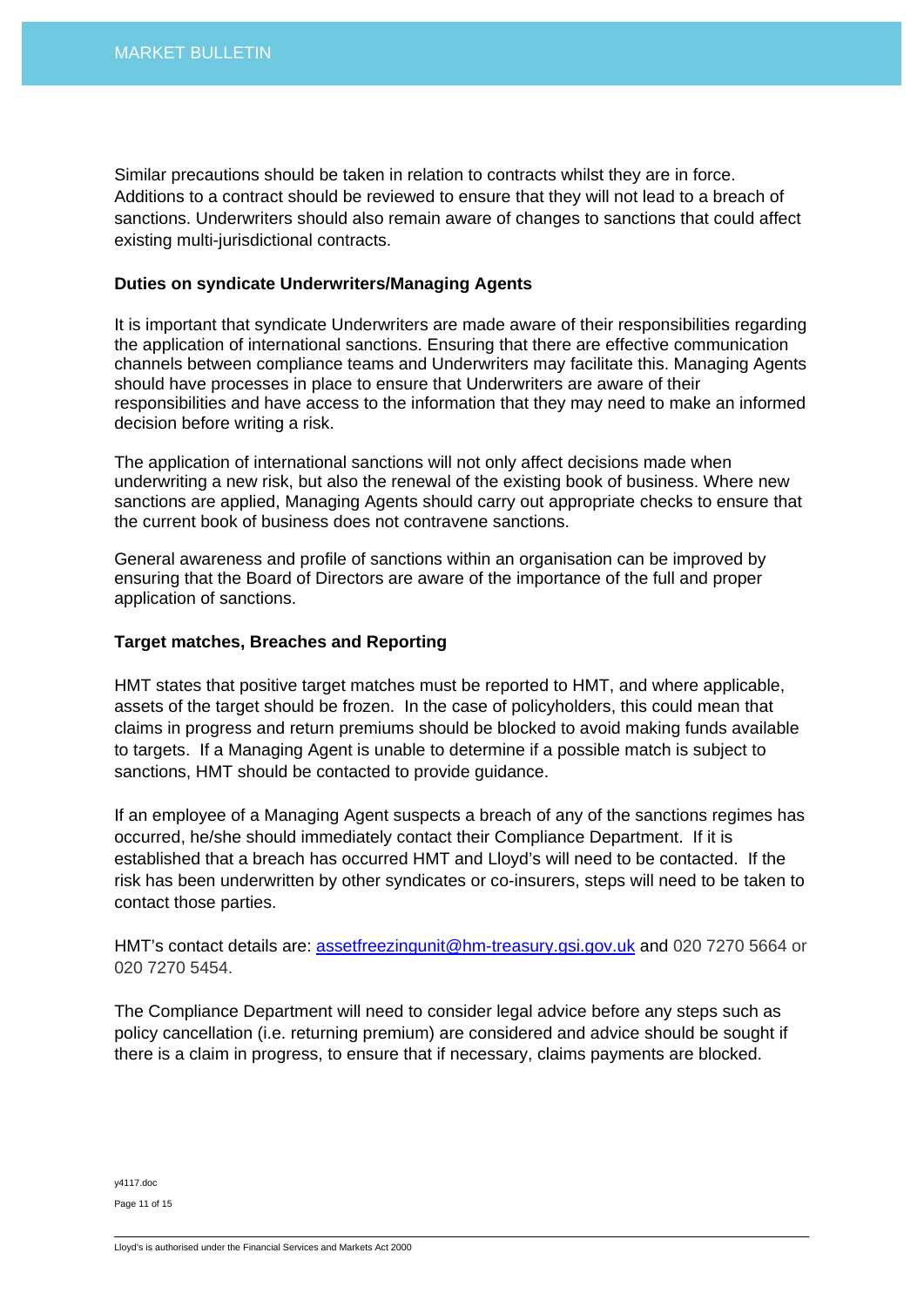Similar precautions should be taken in relation to contracts whilst they are in force. Additions to a contract should be reviewed to ensure that they will not lead to a breach of sanctions. Underwriters should also remain aware of changes to sanctions that could affect existing multi-jurisdictional contracts.

**Duties on syndicate Underwriters/Managing Agents**

It is important that syndicate Underwriters are made aware of their responsibilities regarding the application of international sanctions. Ensuring that there are effective communication channels between compliance teams and Underwriters may facilitate this. Managing Agents should have processes in place to ensure that Underwriters are aware of their responsibilities and have access to the information that they may need to make an informed decision before writing a risk.

The application of international sanctions will not only affect decisions made when underwriting a new risk, but also the renewal of the existing book of business. Where new sanctions are applied, Managing Agents should carry out appropriate checks to ensure that the current book of business does not contravene sanctions.

General awareness and profile of sanctions within an organisation can be improved by ensuring that the Board of Directors are aware of the importance of the full and proper application of sanctions.

**Target matches, Breaches and Reporting**

HMT states that positive target matches must be reported to HMT, and where applicable, assets of the target should be frozen. In the case of policyholders, this could mean that claims in progress and return premiums should be blocked to avoid making funds available to targets. If a Managing Agent is unable to determine if a possible match is subject to sanctions, HMT should be contacted to provide guidance.

If an employee of a Managing Agent suspects a breach of any of the sanctions regimes has occurred, he/she should immediately contact their Compliance Department. If it is established that a breach has occurred HMT and Lloyd's will need to be contacted. If the risk has been underwritten by other syndicates or co-insurers, steps will need to be taken to contact those parties.

HMT's contact details are: assetfreezingunit@hm-treasury.gsi.gov.uk and 020 7270 5664 or 020 7270 5454.

The Compliance Department will need to consider legal advice before any steps such as policy cancellation (i.e. returning premium) are considered and advice should be sought if there is a claim in progress, to ensure that if necessary, claims payments are blocked.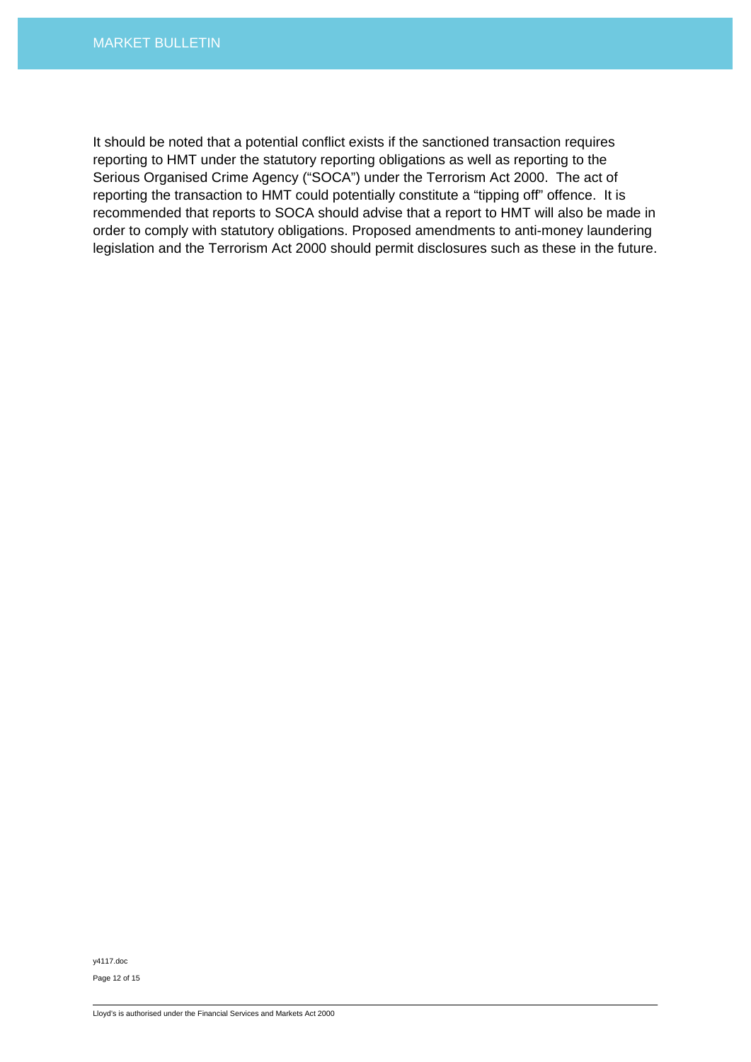It should be noted that a potential conflict exists if the sanctioned transaction requires reporting to HMT under the statutory reporting obligations as well as reporting to the Serious Organised Crime Agency ("SOCA") under the Terrorism Act 2000. The act of reporting the transaction to HMT could potentially constitute a "tipping off" offence. It is recommended that reports to SOCA should advise that a report to HMT will also be made in order to comply with statutory obligations. Proposed amendments to anti-money laundering legislation and the Terrorism Act 2000 should permit disclosures such as these in the future.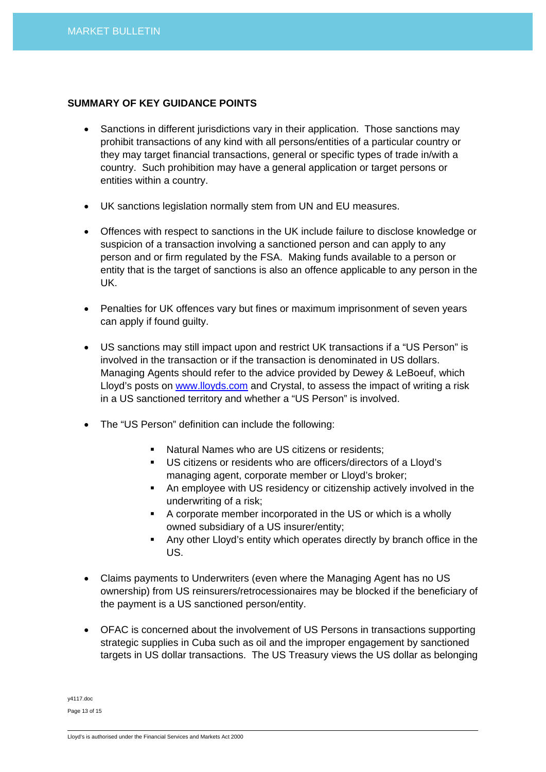## SUMMARY OF KEY GUIDANCE POINTS

- Sanctions in different jurisdictions vary in their application. Those sanctions may prohibit transactions of any kind with all persons/entities of a particular country or they may target financial transactions, general or specific types of trade in/with a country. Such prohibition may have a general application or target persons or entities within a country.

- UK sanctions legislation normally stem from UN and EU measures.

- Offences with respect to sanctions in the UK include failure to disclose knowledge or suspicion of a transaction involving a sanctioned person and can apply to any person and or firm regulated by the FSA. Making funds available to a person or entity that is the target of sanctions is also an offence applicable to any person in the UK.

- Penalties for UK offences vary but fines or maximum imprisonment of seven years can apply if found guilty.

- US sanctions may still impact upon and restrict UK transactions if a "US Person" is involved in the transaction or if the transaction is denominated in US dollars. Managing Agents should refer to the advice provided by Dewey & LeBoeuf, which Lloyd's posts on www.lloyds.com and Crystal, to assess the impact of writing a risk in a US sanctioned territory and whether a "US Person" is involved.

- The "US Person" definition can include the following:

  - Natural Names who are US citizens or residents;
  - US citizens or residents who are officers/directors of a Lloyd's managing agent, corporate member or Lloyd's broker;
  - An employee with US residency or citizenship actively involved in the underwriting of a risk;
  - A corporate member incorporated in the US or which is a wholly owned subsidiary of a US insurer/entity;
  - Any other Lloyd's entity which operates directly by branch office in the US.

- Claims payments to Underwriters (even where the Managing Agent has no US ownership) from US reinsurers/retrocessionaires may be blocked if the beneficiary of the payment is a US sanctioned person/entity.

- OFAC is concerned about the involvement of US Persons in transactions supporting strategic supplies in Cuba such as oil and the improper engagement by sanctioned targets in US dollar transactions. The US Treasury views the US dollar as belonging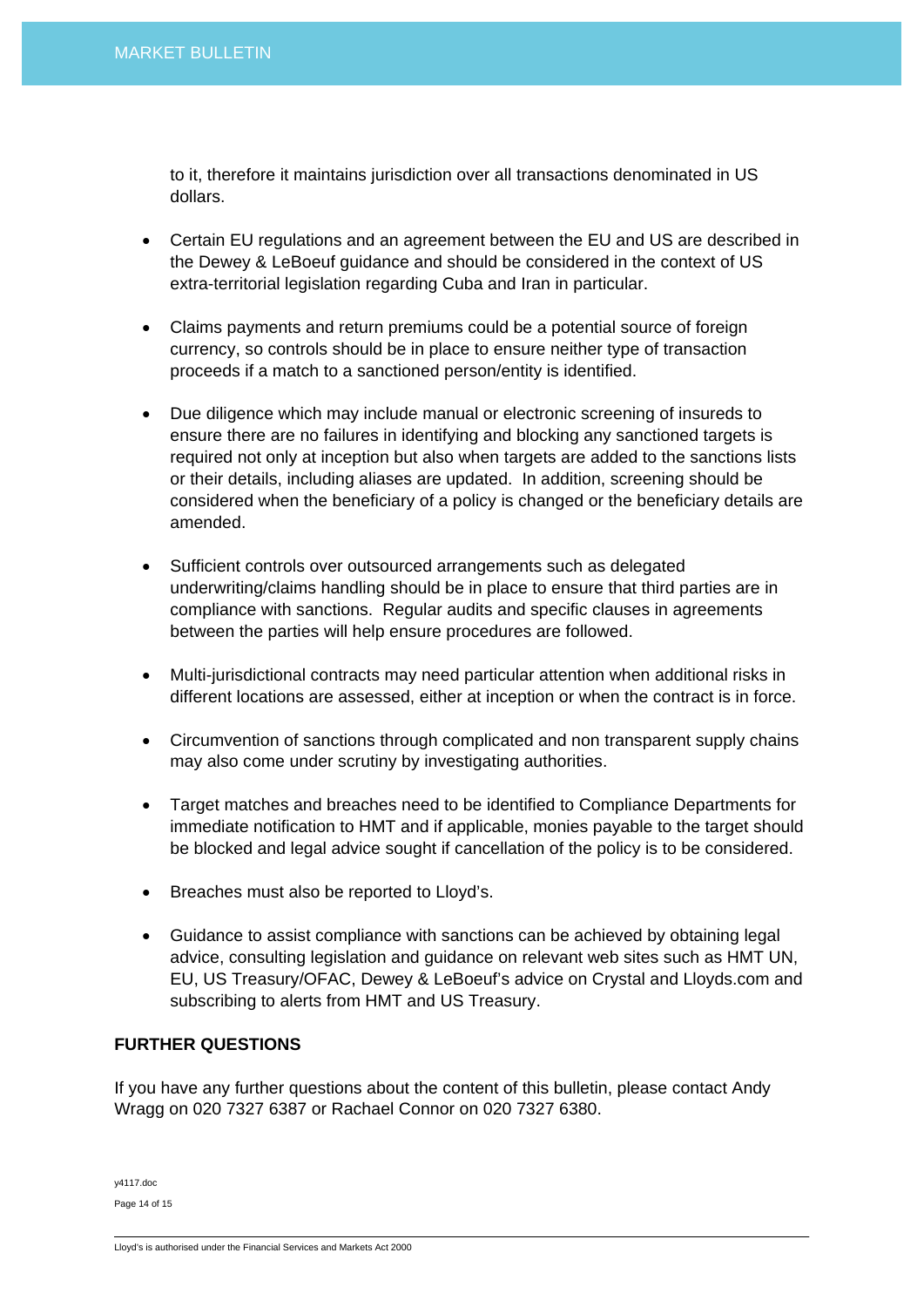to it, therefore it maintains jurisdiction over all transactions denominated in US dollars.

- Certain EU regulations and an agreement between the EU and US are described in the Dewey & LeBoeuf guidance and should be considered in the context of US extra-territorial legislation regarding Cuba and Iran in particular.

- Claims payments and return premiums could be a potential source of foreign currency, so controls should be in place to ensure neither type of transaction proceeds if a match to a sanctioned person/entity is identified.

- Due diligence which may include manual or electronic screening of insureds to ensure there are no failures in identifying and blocking any sanctioned targets is required not only at inception but also when targets are added to the sanctions lists or their details, including aliases are updated. In addition, screening should be considered when the beneficiary of a policy is changed or the beneficiary details are amended.

- Sufficient controls over outsourced arrangements such as delegated underwriting/claims handling should be in place to ensure that third parties are in compliance with sanctions. Regular audits and specific clauses in agreements between the parties will help ensure procedures are followed.

- Multi-jurisdictional contracts may need particular attention when additional risks in different locations are assessed, either at inception or when the contract is in force.

- Circumvention of sanctions through complicated and non transparent supply chains may also come under scrutiny by investigating authorities.

- Target matches and breaches need to be identified to Compliance Departments for immediate notification to HMT and if applicable, monies payable to the target should be blocked and legal advice sought if cancellation of the policy is to be considered.

- Breaches must also be reported to Lloyd's.

- Guidance to assist compliance with sanctions can be achieved by obtaining legal advice, consulting legislation and guidance on relevant web sites such as HMT UN, EU, US Treasury/OFAC, Dewey & LeBoeuf's advice on Crystal and Lloyds.com and subscribing to alerts from HMT and US Treasury.

**FURTHER QUESTIONS**

If you have any further questions about the content of this bulletin, please contact Andy Wragg on 020 7327 6387 or Rachael Connor on 020 7327 6380.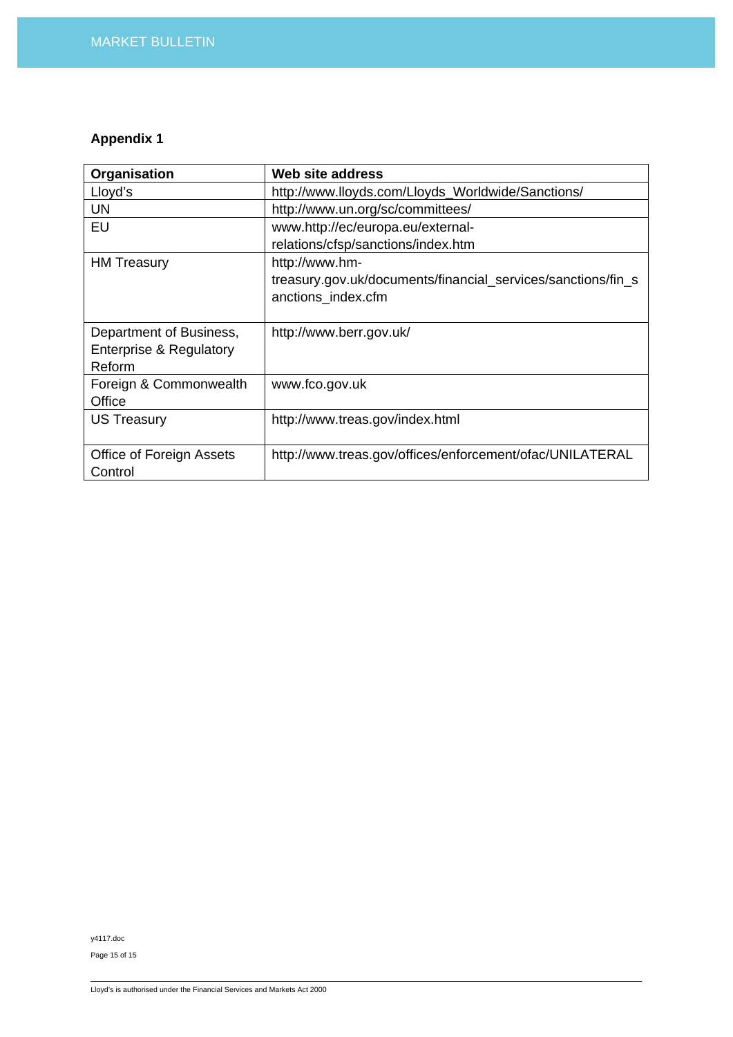**Appendix 1**

| Organisation | Web site address |
|---|---|
| Lloyd's | http://www.lloyds.com/Lloyds_Worldwide/Sanctions/ |
| UN | http://www.un.org/sc/committees/ |
| EU | www.http://ec/europa.eu/external-relations/cfsp/sanctions/index.htm |
| HM Treasury | http://www.hm-treasury.gov.uk/documents/financial_services/sanctions/fin_sanctions_index.cfm |
| Department of Business, Enterprise & Regulatory Reform | http://www.berr.gov.uk/ |
| Foreign & Commonwealth Office | www.fco.gov.uk |
| US Treasury | http://www.treas.gov/index.html |
| Office of Foreign Assets Control | http://www.treas.gov/offices/enforcement/ofac/UNILATERAL |

y4117.doc

Lloyd's is authorised under the Financial Services and Markets Act 2000